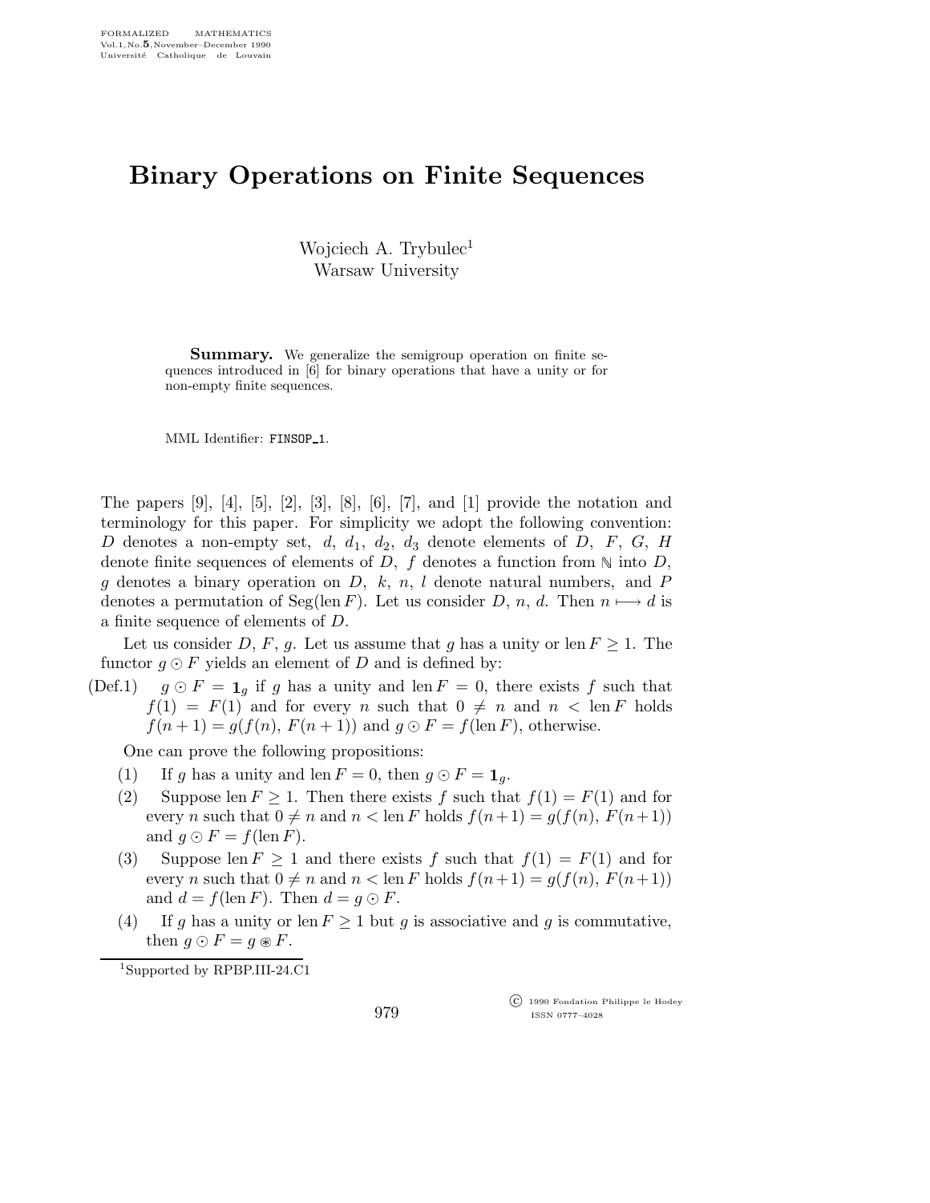# Binary Operations on Finite Sequences

Wojciech A. Trybulec[1]
Warsaw University

**Summary.** We generalize the semigroup operation on finite sequences introduced in [6] for binary operations that have a unity or for non-empty finite sequences.

MML Identifier: FINSOP_1.

The papers [9], [4], [5], [2], [3], [8], [6], [7], and [1] provide the notation and terminology for this paper. For simplicity we adopt the following convention: $D$ denotes a non-empty set, $d$, $d_1$, $d_2$, $d_3$ denote elements of $D$, $F$, $G$, $H$ denote finite sequences of elements of $D$, $f$ denotes a function from $\mathbb{N}$ into $D$, $g$ denotes a binary operation on $D$, $k$, $n$, $l$ denote natural numbers, and $P$ denotes a permutation of $\mathrm{Seg}(\mathrm{len}\, F)$. Let us consider $D$, $n$, $d$. Then $n \longmapsto d$ is a finite sequence of elements of $D$.

Let us consider $D$, $F$, $g$. Let us assume that $g$ has a unity or $\mathrm{len}\, F \geq 1$. The functor $g \odot F$ yields an element of $D$ and is defined by:

(Def.1) $g \odot F = \mathbf{1}_g$ if $g$ has a unity and $\mathrm{len}\, F = 0$, there exists $f$ such that $f(1) = F(1)$ and for every $n$ such that $0 \neq n$ and $n < \mathrm{len}\, F$ holds $f(n+1) = g(f(n), F(n+1))$ and $g \odot F = f(\mathrm{len}\, F)$, otherwise.

One can prove the following propositions:

(1) If $g$ has a unity and $\mathrm{len}\, F = 0$, then $g \odot F = \mathbf{1}_g$.

(2) Suppose $\mathrm{len}\, F \geq 1$. Then there exists $f$ such that $f(1) = F(1)$ and for every $n$ such that $0 \neq n$ and $n < \mathrm{len}\, F$ holds $f(n+1) = g(f(n), F(n+1))$ and $g \odot F = f(\mathrm{len}\, F)$.

(3) Suppose $\mathrm{len}\, F \geq 1$ and there exists $f$ such that $f(1) = F(1)$ and for every $n$ such that $0 \neq n$ and $n < \mathrm{len}\, F$ holds $f(n+1) = g(f(n), F(n+1))$ and $d = f(\mathrm{len}\, F)$. Then $d = g \odot F$.

(4) If $g$ has a unity or $\mathrm{len}\, F \geq 1$ but $g$ is associative and $g$ is commutative, then $g \odot F = g \circledast F$.

[1] Supported by RPBP.III-24.C1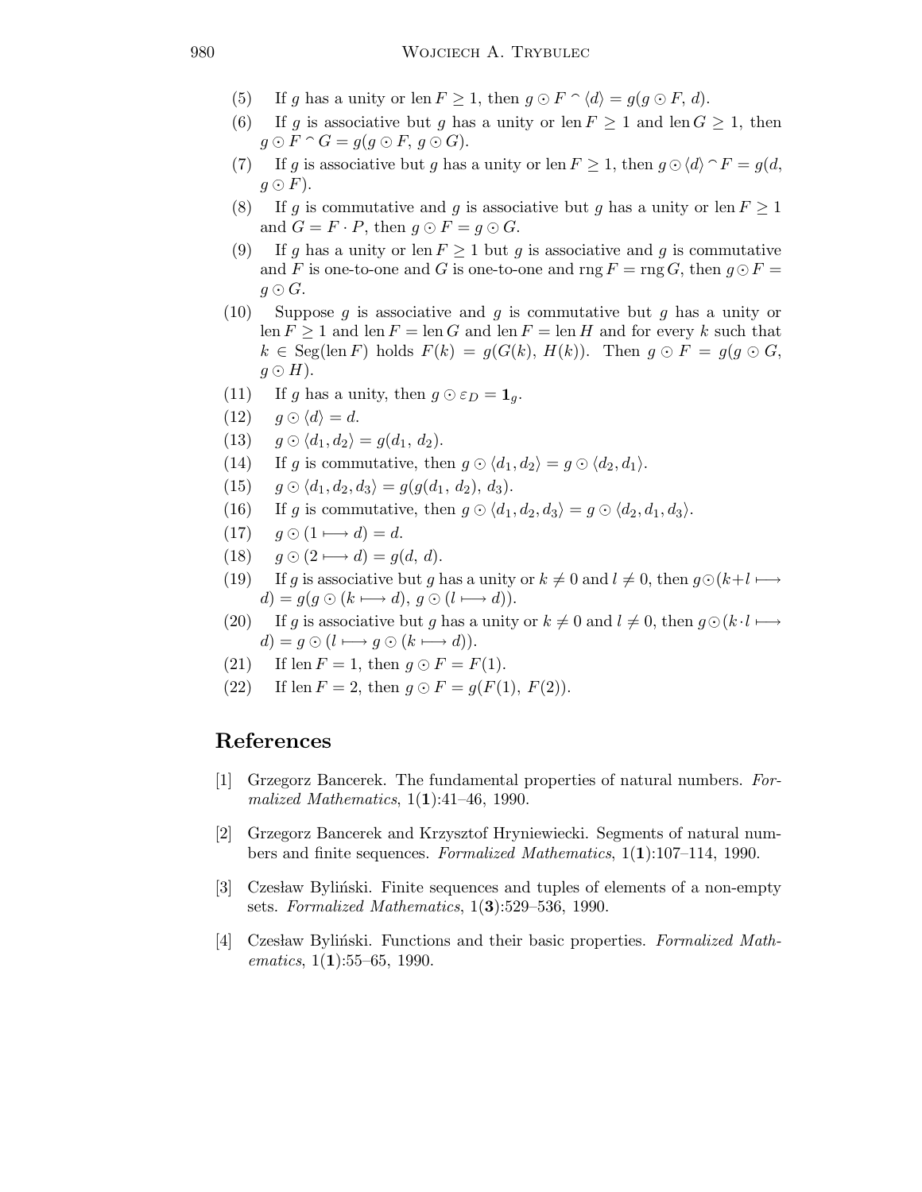(5) If $g$ has a unity or $\operatorname{len} F \geq 1$, then $g \odot F \frown \langle d \rangle = g(g \odot F, d)$.

(6) If $g$ is associative but $g$ has a unity or $\operatorname{len} F \geq 1$ and $\operatorname{len} G \geq 1$, then $g \odot F \frown G = g(g \odot F, g \odot G)$.

(7) If $g$ is associative but $g$ has a unity or $\operatorname{len} F \geq 1$, then $g \odot \langle d \rangle \frown F = g(d, g \odot F)$.

(8) If $g$ is commutative and $g$ is associative but $g$ has a unity or $\operatorname{len} F \geq 1$ and $G = F \cdot P$, then $g \odot F = g \odot G$.

(9) If $g$ has a unity or $\operatorname{len} F \geq 1$ but $g$ is associative and $g$ is commutative and $F$ is one-to-one and $G$ is one-to-one and $\operatorname{rng} F = \operatorname{rng} G$, then $g \odot F = g \odot G$.

(10) Suppose $g$ is associative and $g$ is commutative but $g$ has a unity or $\operatorname{len} F \geq 1$ and $\operatorname{len} F = \operatorname{len} G$ and $\operatorname{len} F = \operatorname{len} H$ and for every $k$ such that $k \in \operatorname{Seg}(\operatorname{len} F)$ holds $F(k) = g(G(k), H(k))$. Then $g \odot F = g(g \odot G, g \odot H)$.

(11) If $g$ has a unity, then $g \odot \varepsilon_D = \mathbf{1}_g$.

(12) $g \odot \langle d \rangle = d$.

(13) $g \odot \langle d_1, d_2 \rangle = g(d_1, d_2)$.

(14) If $g$ is commutative, then $g \odot \langle d_1, d_2 \rangle = g \odot \langle d_2, d_1 \rangle$.

(15) $g \odot \langle d_1, d_2, d_3 \rangle = g(g(d_1, d_2), d_3)$.

(16) If $g$ is commutative, then $g \odot \langle d_1, d_2, d_3 \rangle = g \odot \langle d_2, d_1, d_3 \rangle$.

(17) $g \odot (1 \longmapsto d) = d$.

(18) $g \odot (2 \longmapsto d) = g(d, d)$.

(19) If $g$ is associative but $g$ has a unity or $k \neq 0$ and $l \neq 0$, then $g \odot (k + l \longmapsto d) = g(g \odot (k \longmapsto d), g \odot (l \longmapsto d))$.

(20) If $g$ is associative but $g$ has a unity or $k \neq 0$ and $l \neq 0$, then $g \odot (k \cdot l \longmapsto d) = g \odot (l \longmapsto g \odot (k \longmapsto d))$.

(21) If $\operatorname{len} F = 1$, then $g \odot F = F(1)$.

(22) If $\operatorname{len} F = 2$, then $g \odot F = g(F(1), F(2))$.

## References

[1] Grzegorz Bancerek. The fundamental properties of natural numbers. *Formalized Mathematics*, 1(**1**):41–46, 1990.

[2] Grzegorz Bancerek and Krzysztof Hryniewiecki. Segments of natural numbers and finite sequences. *Formalized Mathematics*, 1(**1**):107–114, 1990.

[3] Czesław Byliński. Finite sequences and tuples of elements of a non-empty sets. *Formalized Mathematics*, 1(**3**):529–536, 1990.

[4] Czesław Byliński. Functions and their basic properties. *Formalized Mathematics*, 1(**1**):55–65, 1990.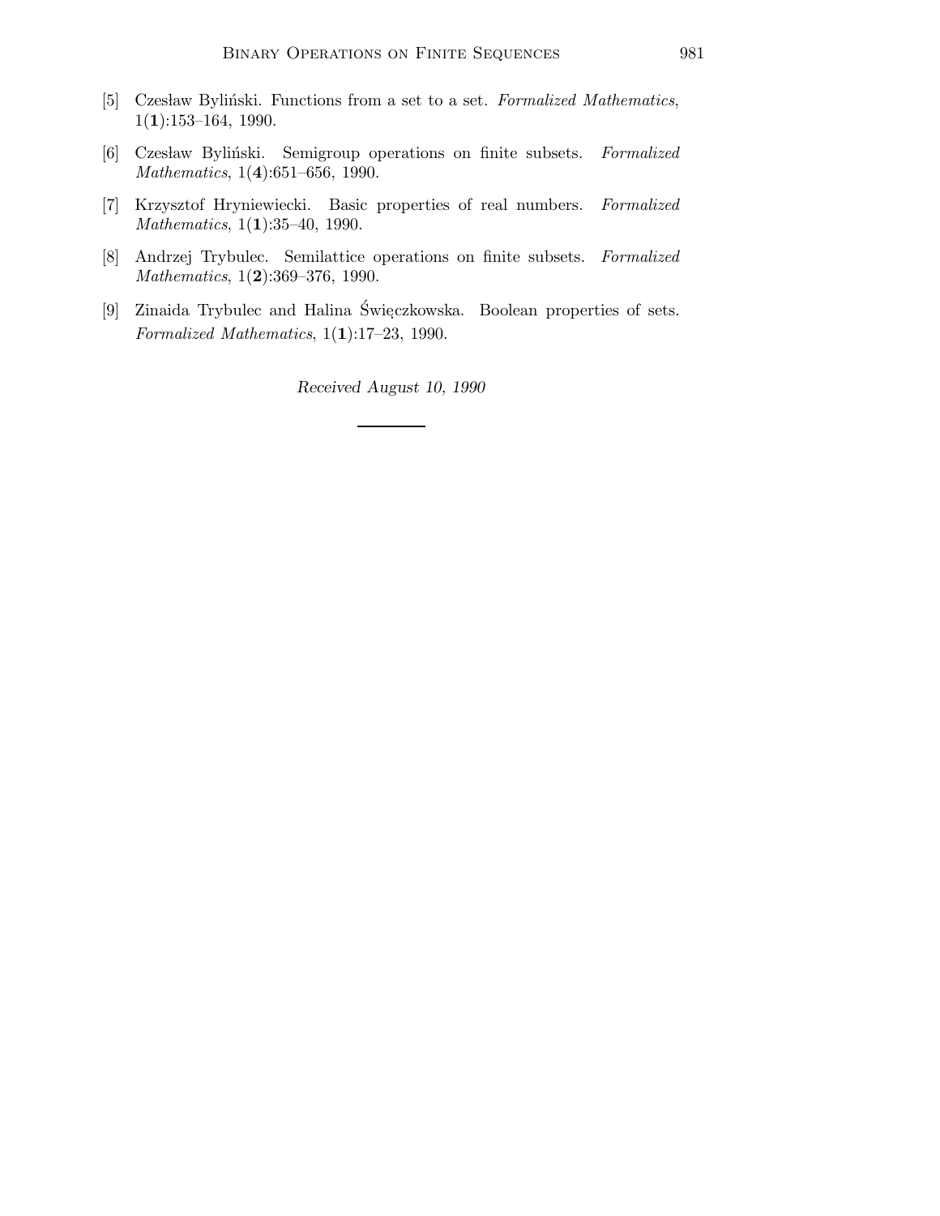[5] Czesław Byliński. Functions from a set to a set. *Formalized Mathematics*, 1(**1**):153–164, 1990.

[6] Czesław Byliński. Semigroup operations on finite subsets. *Formalized Mathematics*, 1(**4**):651–656, 1990.

[7] Krzysztof Hryniewiecki. Basic properties of real numbers. *Formalized Mathematics*, 1(**1**):35–40, 1990.

[8] Andrzej Trybulec. Semilattice operations on finite subsets. *Formalized Mathematics*, 1(**2**):369–376, 1990.

[9] Zinaida Trybulec and Halina Święczkowska. Boolean properties of sets. *Formalized Mathematics*, 1(**1**):17–23, 1990.

*Received August 10, 1990*